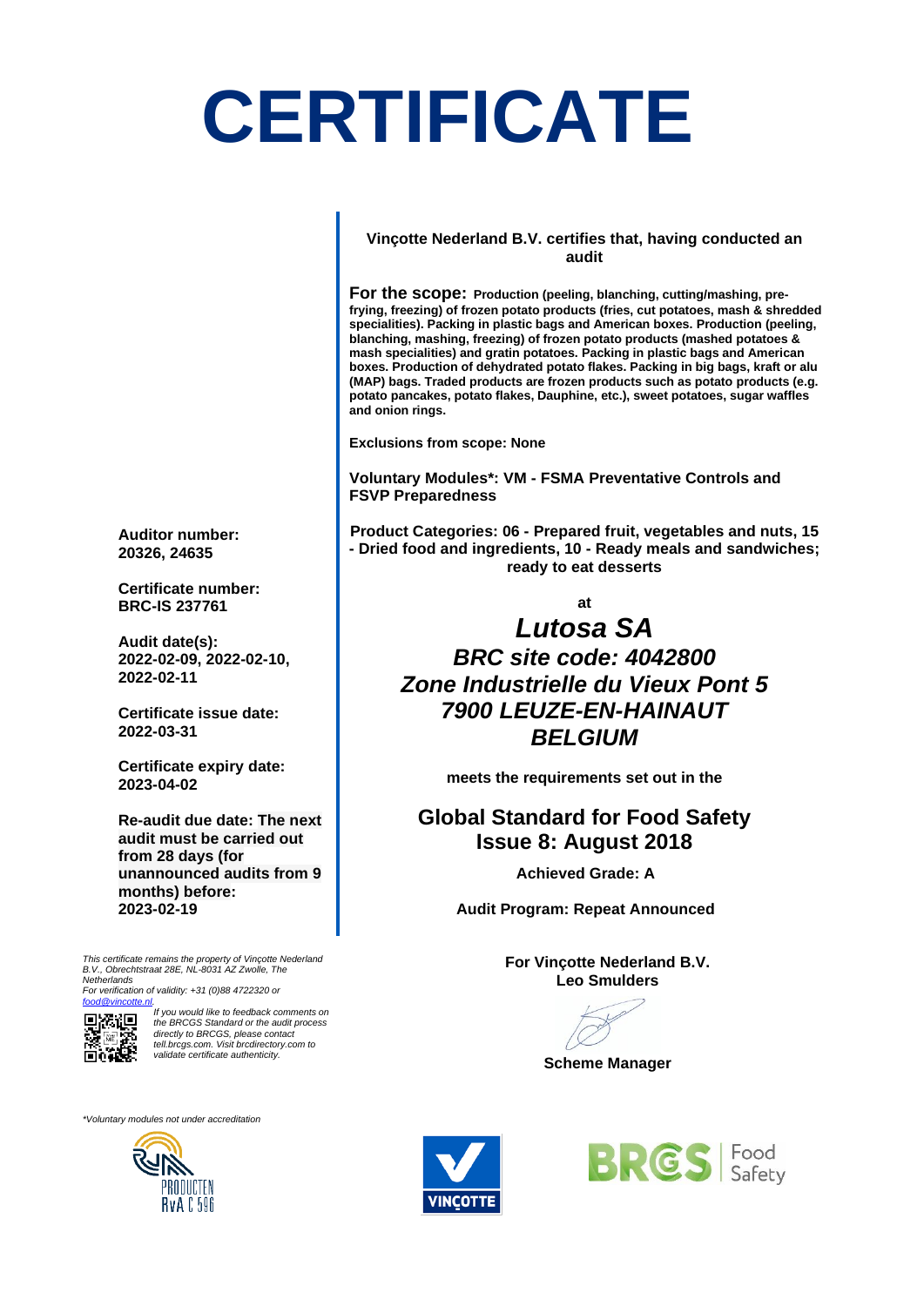# CERTIFICATE

**Vinçotte Nederland B.V. certifies that, having conducted an audit**

**For the scope: Production (peeling, blanching, cutting/mashing, pre-frying, freezing) of frozen potato products (fries, cut potatoes, mash & shredded specialities). Packing in plastic bags and American boxes. Production (peeling, blanching, mashing, freezing) of frozen potato products (mashed potatoes & mash specialities) and gratin potatoes. Packing in plastic bags and American boxes. Production of dehydrated potato flakes. Packing in big bags, kraft or alu (MAP) bags. Traded products are frozen products such as potato products (e.g. potato pancakes, potato flakes, Dauphine, etc.), sweet potatoes, sugar waffles and onion rings.**

**Exclusions from scope: None**

**Voluntary Modules*: VM - FSMA Preventative Controls and FSVP Preparedness**

**Product Categories: 06 - Prepared fruit, vegetables and nuts, 15 - Dried food and ingredients, 10 - Ready meals and sandwiches; ready to eat desserts**

**at**

***Lutosa SA***
***BRC site code: 4042800***
***Zone Industrielle du Vieux Pont 5***
***7900 LEUZE-EN-HAINAUT***
***BELGIUM***

**meets the requirements set out in the**

## Global Standard for Food Safety Issue 8: August 2018

**Achieved Grade: A**

**Audit Program: Repeat Announced**

**Auditor number:**
**20326, 24635**

**Certificate number:**
**BRC-IS 237761**

**Audit date(s):**
**2022-02-09, 2022-02-10, 2022-02-11**

**Certificate issue date:**
**2022-03-31**

**Certificate expiry date:**
**2023-04-02**

**Re-audit due date: The next audit must be carried out from 28 days (for unannounced audits from 9 months) before:**
**2023-02-19**

**For Vinçotte Nederland B.V.**
**Leo Smulders**

**Scheme Manager**

*This certificate remains the property of Vinçotte Nederland B.V., Obrechtstraat 28E, NL-8031 AZ Zwolle, The Netherlands*
*For verification of validity: +31 (0)88 4722320 or food@vincotte.nl.*

*If you would like to feedback comments on the BRCGS Standard or the audit process directly to BRCGS, please contact tell.brcgs.com. Visit brcdirectory.com to validate certificate authenticity.*

*\*Voluntary modules not under accreditation*

PRODUCTEN RvA C 596

VINÇOTTE

BRCGS Food Safety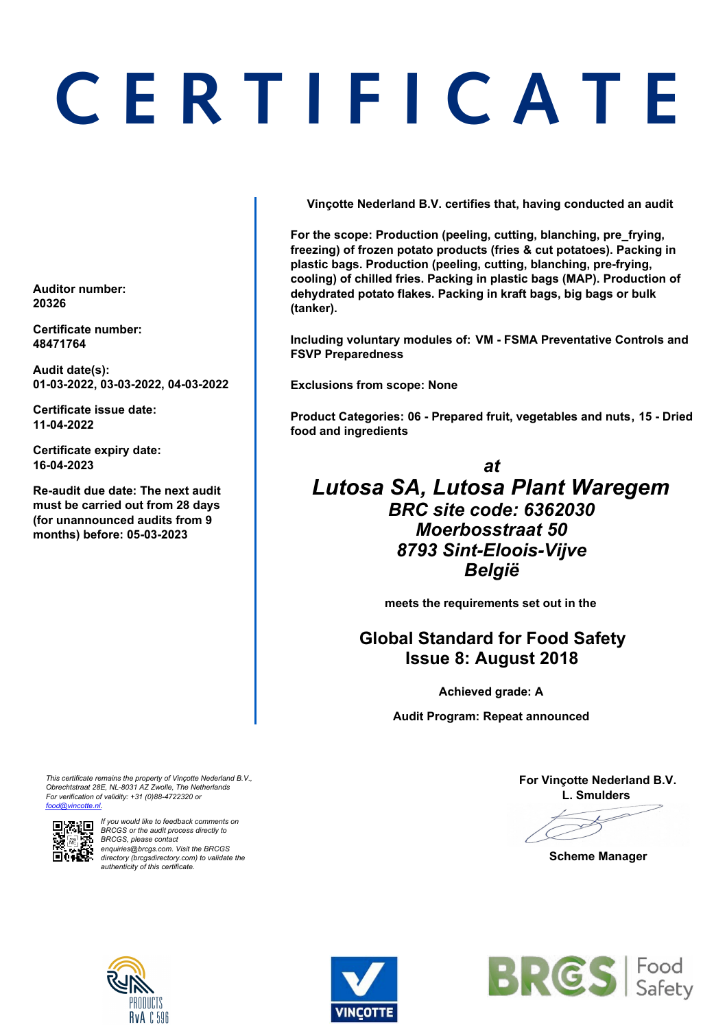# CERTIFICATE

**Auditor number:**
**20326**

**Certificate number:**
**48471764**

**Audit date(s):**
**01-03-2022, 03-03-2022, 04-03-2022**

**Certificate issue date:**
**11-04-2022**

**Certificate expiry date:**
**16-04-2023**

**Re-audit due date: The next audit must be carried out from 28 days (for unannounced audits from 9 months) before: 05-03-2023**

**Vinçotte Nederland B.V. certifies that, having conducted an audit**

**For the scope: Production (peeling, cutting, blanching, pre_frying, freezing) of frozen potato products (fries & cut potatoes). Packing in plastic bags. Production (peeling, cutting, blanching, pre-frying, cooling) of chilled fries. Packing in plastic bags (MAP). Production of dehydrated potato flakes. Packing in kraft bags, big bags or bulk (tanker).**

**Including voluntary modules of: VM - FSMA Preventative Controls and FSVP Preparedness**

**Exclusions from scope: None**

**Product Categories: 06 - Prepared fruit, vegetables and nuts, 15 - Dried food and ingredients**

***at***

***Lutosa SA, Lutosa Plant Waregem***
***BRC site code: 6362030***
***Moerbosstraat 50***
***8793 Sint-Eloois-Vijve***
***België***

**meets the requirements set out in the**

**Global Standard for Food Safety**
**Issue 8: August 2018**

**Achieved grade: A**

**Audit Program: Repeat announced**

*This certificate remains the property of Vinçotte Nederland B.V., Obrechtstraat 28E, NL-8031 AZ Zwolle, The Netherlands*
*For verification of validity: +31 (0)88-4722320 or food@vincotte.nl.*

*If you would like to feedback comments on BRCGS or the audit process directly to BRCGS, please contact enquiries@brcgs.com. Visit the BRCGS directory (brcgsdirectory.com) to validate the authenticity of this certificate.*

**For Vinçotte Nederland B.V.**
**L. Smulders**

**Scheme Manager**

RvA PRODUCTS
RvA C 596

VINÇOTTE

BRCGS Food Safety